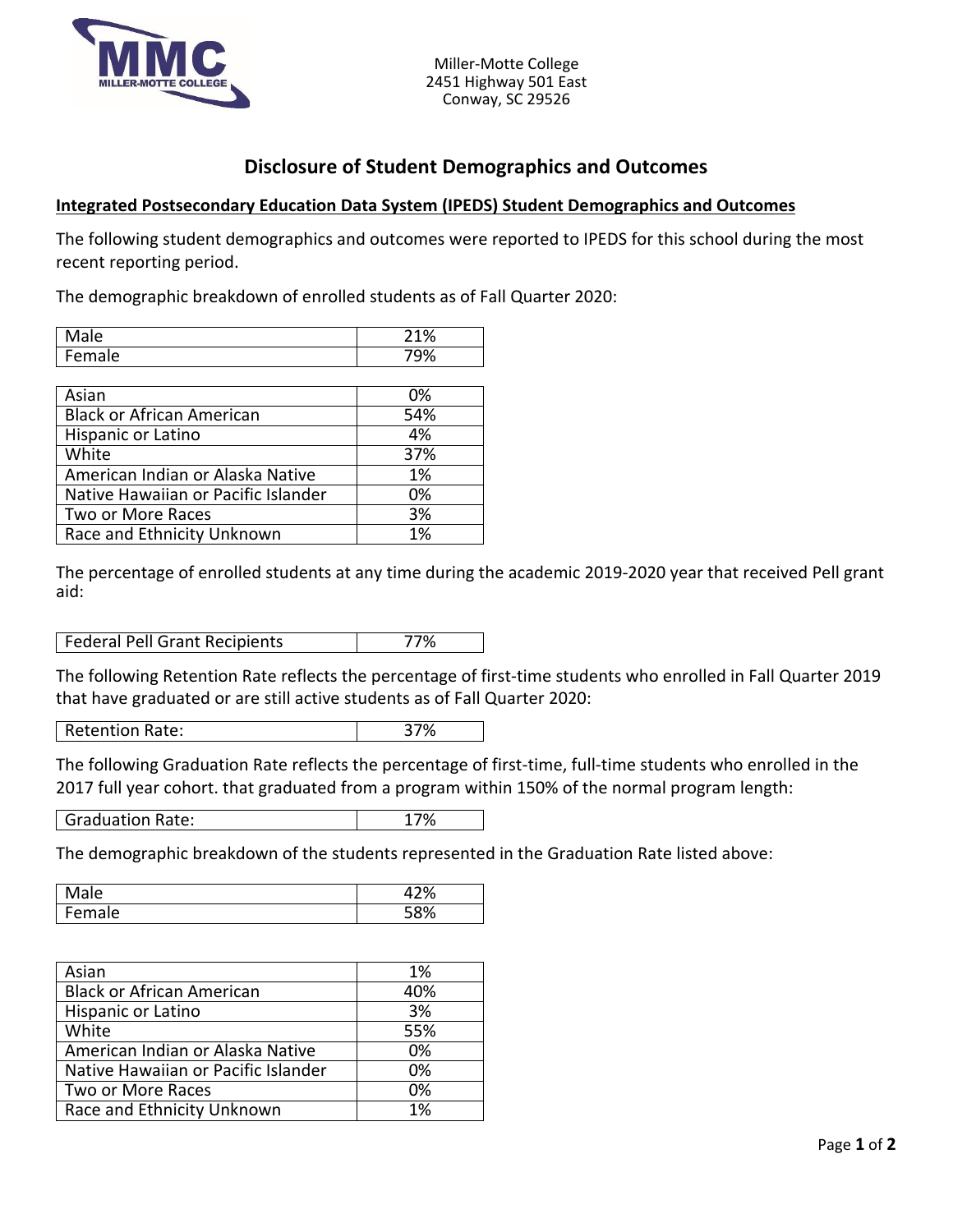Miller-Motte College
2451 Highway 501 East
Conway, SC 29526

# Disclosure of Student Demographics and Outcomes

## Integrated Postsecondary Education Data System (IPEDS) Student Demographics and Outcomes

The following student demographics and outcomes were reported to IPEDS for this school during the most recent reporting period.

The demographic breakdown of enrolled students as of Fall Quarter 2020:

| | |
|---|---|
| Male | 21% |
| Female | 79% |

| | |
|---|---|
| Asian | 0% |
| Black or African American | 54% |
| Hispanic or Latino | 4% |
| White | 37% |
| American Indian or Alaska Native | 1% |
| Native Hawaiian or Pacific Islander | 0% |
| Two or More Races | 3% |
| Race and Ethnicity Unknown | 1% |

The percentage of enrolled students at any time during the academic 2019-2020 year that received Pell grant aid:

| | |
|---|---|
| Federal Pell Grant Recipients | 77% |

The following Retention Rate reflects the percentage of first-time students who enrolled in Fall Quarter 2019 that have graduated or are still active students as of Fall Quarter 2020:

| | |
|---|---|
| Retention Rate: | 37% |

The following Graduation Rate reflects the percentage of first-time, full-time students who enrolled in the 2017 full year cohort. that graduated from a program within 150% of the normal program length:

| | |
|---|---|
| Graduation Rate: | 17% |

The demographic breakdown of the students represented in the Graduation Rate listed above:

| | |
|---|---|
| Male | 42% |
| Female | 58% |

| | |
|---|---|
| Asian | 1% |
| Black or African American | 40% |
| Hispanic or Latino | 3% |
| White | 55% |
| American Indian or Alaska Native | 0% |
| Native Hawaiian or Pacific Islander | 0% |
| Two or More Races | 0% |
| Race and Ethnicity Unknown | 1% |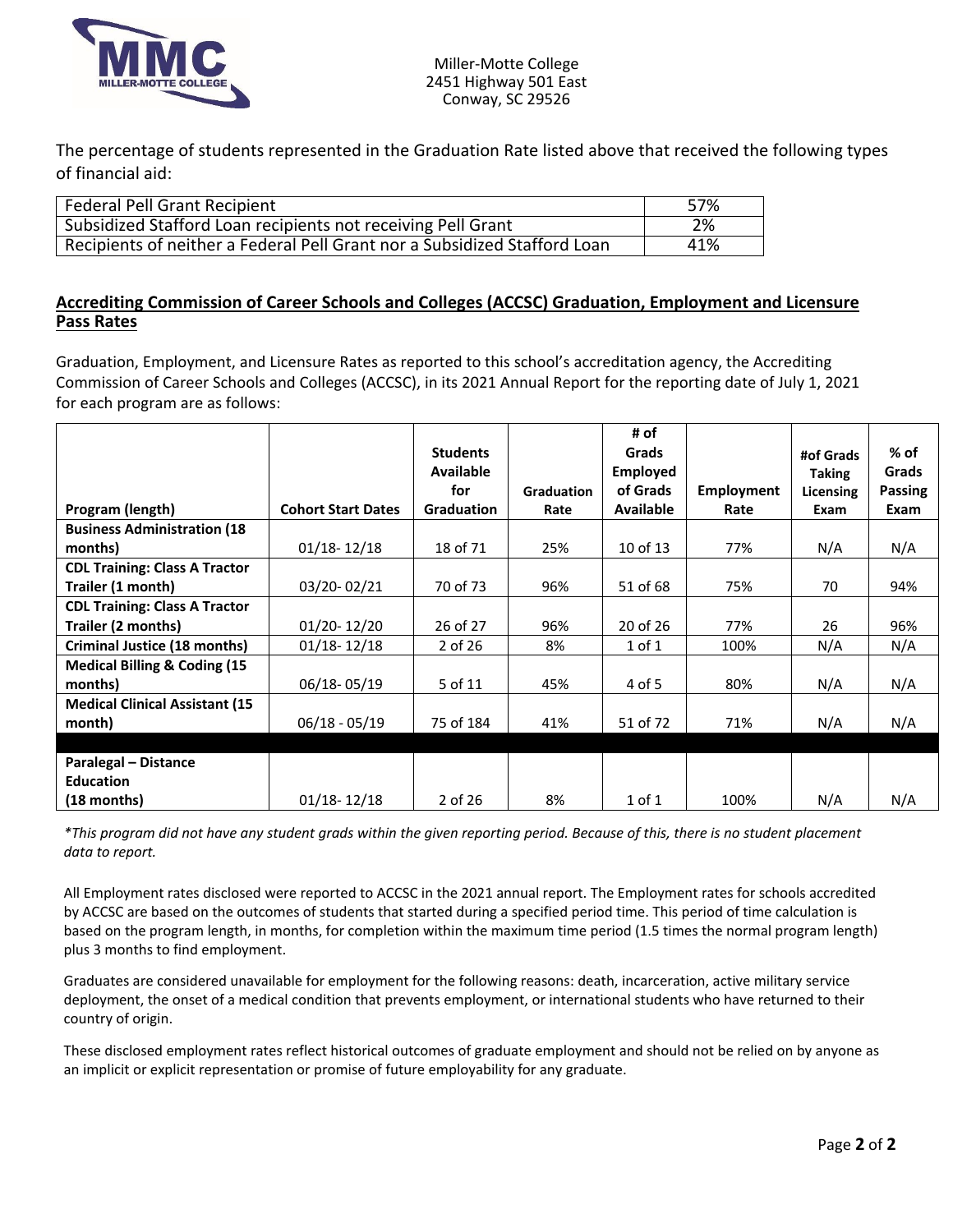Miller-Motte College
2451 Highway 501 East
Conway, SC 29526

The percentage of students represented in the Graduation Rate listed above that received the following types of financial aid:

| | |
|---|---|
| Federal Pell Grant Recipient | 57% |
| Subsidized Stafford Loan recipients not receiving Pell Grant | 2% |
| Recipients of neither a Federal Pell Grant nor a Subsidized Stafford Loan | 41% |

## **Accrediting Commission of Career Schools and Colleges (ACCSC) Graduation, Employment and Licensure Pass Rates**

Graduation, Employment, and Licensure Rates as reported to this school's accreditation agency, the Accrediting Commission of Career Schools and Colleges (ACCSC), in its 2021 Annual Report for the reporting date of July 1, 2021 for each program are as follows:

| Program (length) | Cohort Start Dates | Students Available for Graduation | Graduation Rate | # of Grads Employed of Grads Available | Employment Rate | #of Grads Taking Licensing Exam | % of Grads Passing Exam |
|---|---|---|---|---|---|---|---|
| **Business Administration (18 months)** | 01/18- 12/18 | 18 of 71 | 25% | 10 of 13 | 77% | N/A | N/A |
| **CDL Training: Class A Tractor Trailer (1 month)** | 03/20- 02/21 | 70 of 73 | 96% | 51 of 68 | 75% | 70 | 94% |
| **CDL Training: Class A Tractor Trailer (2 months)** | 01/20- 12/20 | 26 of 27 | 96% | 20 of 26 | 77% | 26 | 96% |
| **Criminal Justice (18 months)** | 01/18- 12/18 | 2 of 26 | 8% | 1 of 1 | 100% | N/A | N/A |
| **Medical Billing & Coding (15 months)** | 06/18- 05/19 | 5 of 11 | 45% | 4 of 5 | 80% | N/A | N/A |
| **Medical Clinical Assistant (15 month)** | 06/18 - 05/19 | 75 of 184 | 41% | 51 of 72 | 71% | N/A | N/A |
| | | | | | | | |
| **Paralegal – Distance Education (18 months)** | 01/18- 12/18 | 2 of 26 | 8% | 1 of 1 | 100% | N/A | N/A |

*\*This program did not have any student grads within the given reporting period. Because of this, there is no student placement data to report.*

All Employment rates disclosed were reported to ACCSC in the 2021 annual report. The Employment rates for schools accredited by ACCSC are based on the outcomes of students that started during a specified period time. This period of time calculation is based on the program length, in months, for completion within the maximum time period (1.5 times the normal program length) plus 3 months to find employment.

Graduates are considered unavailable for employment for the following reasons: death, incarceration, active military service deployment, the onset of a medical condition that prevents employment, or international students who have returned to their country of origin.

These disclosed employment rates reflect historical outcomes of graduate employment and should not be relied on by anyone as an implicit or explicit representation or promise of future employability for any graduate.